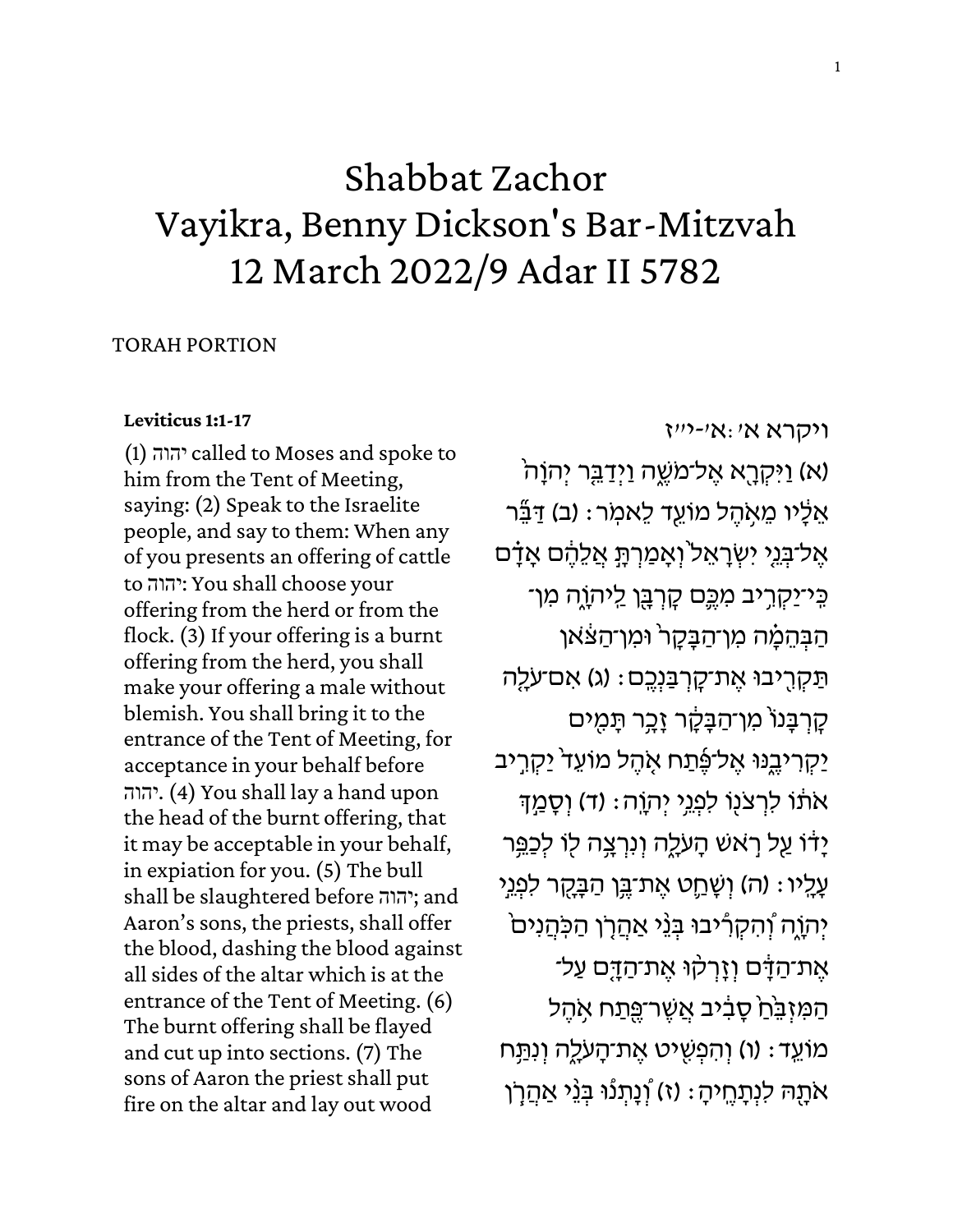# Shabbat Zachor
# Vayikra, Benny Dickson's Bar-Mitzvah
# 12 March 2022/9 Adar II 5782

TORAH PORTION

**Leviticus 1:1-17**

(1) יהוה called to Moses and spoke to him from the Tent of Meeting, saying: (2) Speak to the Israelite people, and say to them: When any of you presents an offering of cattle to יהוה: You shall choose your offering from the herd or from the flock. (3) If your offering is a burnt offering from the herd, you shall make your offering a male without blemish. You shall bring it to the entrance of the Tent of Meeting, for acceptance in your behalf before יהוה. (4) You shall lay a hand upon the head of the burnt offering, that it may be acceptable in your behalf, in expiation for you. (5) The bull shall be slaughtered before יהוה; and Aaron's sons, the priests, shall offer the blood, dashing the blood against all sides of the altar which is at the entrance of the Tent of Meeting. (6) The burnt offering shall be flayed and cut up into sections. (7) The sons of Aaron the priest shall put fire on the altar and lay out wood

ויקרא א׳:א׳-י״ז

(א) וַיִּקְרָ֖א אֶל־מֹשֶׁ֑ה וַיְדַבֵּ֤ר יְהֹוָה֙ אֵלָ֔יו מֵאֹ֥הֶל מוֹעֵ֖ד לֵאמֹֽר׃ (ב) דַּבֵּ֞ר אֶל־בְּנֵ֤י יִשְׂרָאֵל֙ וְאָמַרְתָּ֣ אֲלֵהֶ֔ם אָדָ֗ם כִּֽי־יַקְרִ֥יב מִכֶּ֛ם קׇרְבָּ֖ן לַֽיהֹוָ֑ה מִן־הַבְּהֵמָ֗ה מִן־הַבָּקָר֙ וּמִן־הַצֹּ֔אן תַּקְרִ֖יבוּ אֶת־קׇרְבַּנְכֶֽם׃ (ג) אִם־עֹלָ֤ה קׇרְבָּנוֹ֙ מִן־הַבָּקָ֔ר זָכָ֥ר תָּמִ֖ים יַקְרִיבֶ֑נּוּ אֶל־פֶּ֜תַח אֹ֤הֶל מוֹעֵד֙ יַקְרִ֣יב אֹת֔וֹ לִרְצֹנ֖וֹ לִפְנֵ֥י יְהֹוָֽה׃ (ד) וְסָמַ֣ךְ יָד֔וֹ עַ֖ל רֹ֣אשׁ הָעֹלָ֑ה וְנִרְצָ֥ה ל֖וֹ לְכַפֵּ֥ר עָלָֽיו׃ (ה) וְשָׁחַ֛ט אֶת־בֶּ֥ן הַבָּקָ֖ר לִפְנֵ֣י יְהֹוָ֑ה וְהִקְרִ֡יבוּ בְּנֵ֨י אַהֲרֹ֤ן הַכֹּהֲנִים֙ אֶת־הַדָּ֔ם וְזָרְק֨וּ אֶת־הַדָּ֤ם עַל־הַמִּזְבֵּ֙חַ֙ סָבִ֔יב אֲשֶׁר־פֶּ֖תַח אֹ֥הֶל מוֹעֵֽד׃ (ו) וְהִפְשִׁ֖יט אֶת־הָעֹלָ֑ה וְנִתַּ֥ח אֹתָ֖הּ לִנְתָחֶֽיהָ׃ (ז) וְֽנָתְנ֗וּ בְּנֵ֨י אַהֲרֹ֧ן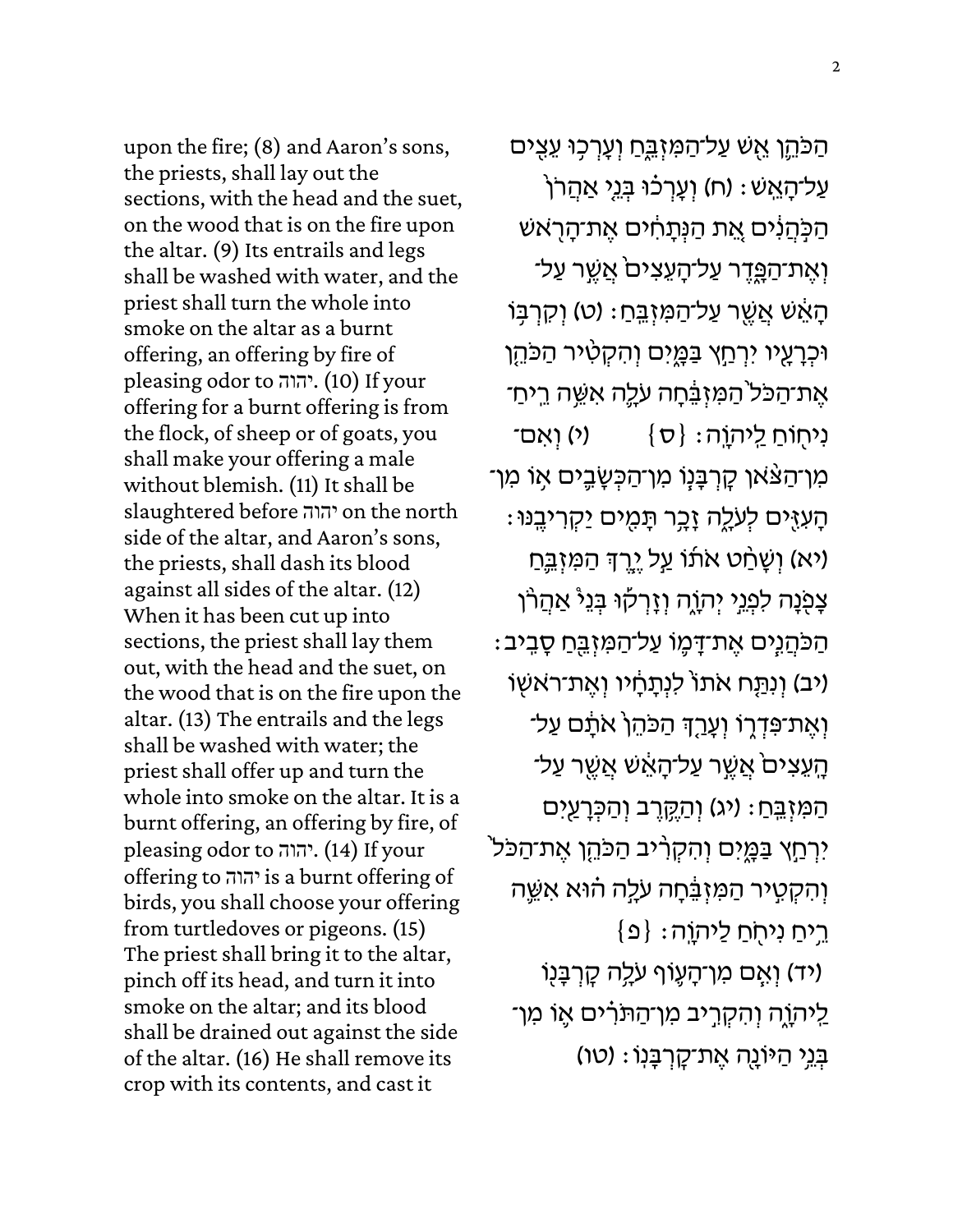upon the fire; (8) and Aaron's sons, the priests, shall lay out the sections, with the head and the suet, on the wood that is on the fire upon the altar. (9) Its entrails and legs shall be washed with water, and the priest shall turn the whole into smoke on the altar as a burnt offering, an offering by fire of pleasing odor to יהוה. (10) If your offering for a burnt offering is from the flock, of sheep or of goats, you shall make your offering a male without blemish. (11) It shall be slaughtered before יהוה on the north side of the altar, and Aaron's sons, the priests, shall dash its blood against all sides of the altar. (12) When it has been cut up into sections, the priest shall lay them out, with the head and the suet, on the wood that is on the fire upon the altar. (13) The entrails and the legs shall be washed with water; the priest shall offer up and turn the whole into smoke on the altar. It is a burnt offering, an offering by fire, of pleasing odor to יהוה. (14) If your offering to יהוה is a burnt offering of birds, you shall choose your offering from turtledoves or pigeons. (15) The priest shall bring it to the altar, pinch off its head, and turn it into smoke on the altar; and its blood shall be drained out against the side of the altar. (16) He shall remove its crop with its contents, and cast it

הַכֹּהֵ֛ן אֵ֖שׁ עַל־הַמִּזְבֵּ֑חַ וְעָרְכ֥וּ עֵצִ֖ים עַל־הָאֵֽשׁ׃ (ח) וְעָרְכ֗וּ בְּנֵ֤י אַהֲרֹן֙ הַכֹּ֣הֲנִ֔ים אֵ֚ת הַנְּתָחִ֔ים אֶת־הָרֹ֖אשׁ וְאֶת־הַפָּ֑דֶר עַל־הָעֵצִים֙ אֲשֶׁ֣ר עַל־הָאֵ֔שׁ אֲשֶׁ֖ר עַל־הַמִּזְבֵּֽחַ׃ (ט) וְקִרְבּ֥וֹ וּכְרָעָ֖יו יִרְחַ֣ץ בַּמָּ֑יִם וְהִקְטִ֨יר הַכֹּהֵ֤ן אֶת־הַכֹּל֙ הַמִּזְבֵּ֔חָה עֹלָ֛ה אִשֵּׁ֥ה רֵֽיחַ־נִיח֖וֹחַ לַיהוָֽה׃ {ס} (י) וְאִם־מִן־הַצֹּ֨אן קָרְבָּנ֧וֹ מִן־הַכְּשָׂבִ֛ים א֥וֹ מִן־הָעִזִּ֖ים לְעֹלָ֑ה זָכָ֥ר תָּמִ֖ים יַקְרִיבֶֽנּוּ׃ (יא) וְשָׁחַ֨ט אֹת֜וֹ עַ֣ל יֶ֧רֶךְ הַמִּזְבֵּ֛חַ צָפֹ֖נָה לִפְנֵ֣י יְהוָ֑ה וְזָרְק֡וּ בְּנֵי֩ אַהֲרֹ֨ן הַכֹּהֲנִ֧ים אֶת־דָּמ֛וֹ עַל־הַמִּזְבֵּ֖חַ סָבִֽיב׃ (יב) וְנִתַּ֤ח אֹתוֹ֙ לִנְתָחָ֔יו וְאֶת־רֹאשׁ֖וֹ וְאֶת־פִּדְר֑וֹ וְעָרַ֤ךְ הַכֹּהֵן֙ אֹתָ֔ם עַל־הָעֵצִים֙ אֲשֶׁ֣ר עַל־הָאֵ֔שׁ אֲשֶׁ֖ר עַל־הַמִּזְבֵּֽחַ׃ (יג) וְהַקֶּ֥רֶב וְהַכְּרָעַ֖יִם יִרְחַ֣ץ בַּמָּ֑יִם וְהִקְרִ֨יב הַכֹּהֵ֤ן אֶת־הַכֹּל֙ וְהִקְטִ֣יר הַמִּזְבֵּ֔חָה עֹלָ֣ה ה֗וּא אִשֵּׁ֛ה רֵ֥יחַ נִיחֹ֖חַ לַיהוָֽה׃ {פ}

(יד) וְאִ֧ם מִן־הָע֛וֹף עֹלָ֥ה קָרְבָּנ֖וֹ לַיהוָ֑ה וְהִקְרִ֣יב מִן־הַתֹּרִ֗ים א֛וֹ מִן־בְּנֵ֥י הַיּוֹנָ֖ה אֶת־קָרְבָּנֽוֹ׃ (טו)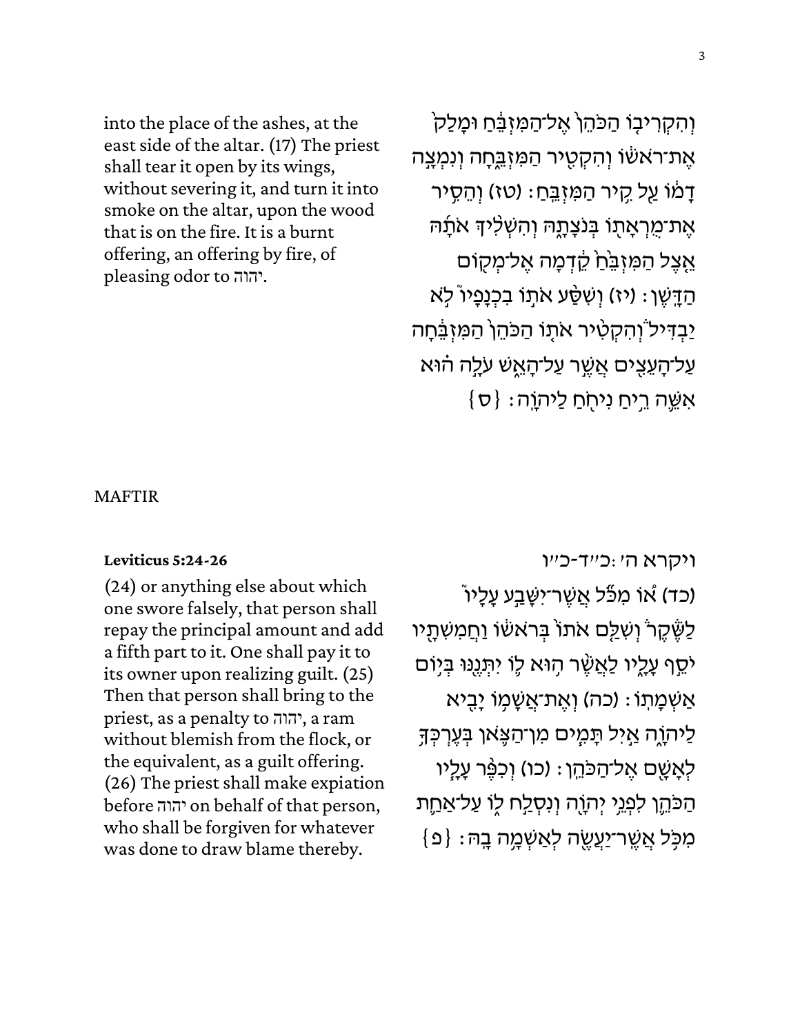into the place of the ashes, at the east side of the altar. (17) The priest shall tear it open by its wings, without severing it, and turn it into smoke on the altar, upon the wood that is on the fire. It is a burnt offering, an offering by fire, of pleasing odor to יהוה.

וְהִקְרִיבוֹ הַכֹּהֵן֙ אֶל־הַמִּזְבֵּ֔חַ וּמָלַק֙ אֶת־רֹאשׁ֔וֹ וְהִקְטִ֖יר הַמִּזְבֵּ֑חָה וְנִמְצָ֣ה דָמ֔וֹ עַ֖ל קִ֥יר הַמִּזְבֵּֽחַ׃ (טז) וְהֵסִ֥יר אֶת־מֻרְאָת֖וֹ בְּנֹצָתָ֑הּ וְהִשְׁלִ֨יךְ אֹתָ֜הּ אֵ֤צֶל הַמִּזְבֵּ֙חַ֙ קֵ֔דְמָה אֶל־מְק֖וֹם הַדָּֽשֶׁן׃ (יז) וְשִׁסַּ֨ע אֹת֜וֹ בִכְנָפָ֮יו֮ לֹ֣א יַבְדִּיל֒ וְהִקְטִ֨יר אֹת֤וֹ הַכֹּהֵן֙ הַמִּזְבֵּ֔חָה עַל־הָעֵצִ֖ים אֲשֶׁ֣ר עַל־הָאֵ֑שׁ עֹלָ֣ה ה֗וּא אִשֵּׁ֛ה רֵ֥יחַ נִיחֹ֖חַ לַיהֹוָֽה׃ {ס}

MAFTIR

**Leviticus 5:24-26**

(24) or anything else about which one swore falsely, that person shall repay the principal amount and add a fifth part to it. One shall pay it to its owner upon realizing guilt. (25) Then that person shall bring to the priest, as a penalty to יהוה, a ram without blemish from the flock, or the equivalent, as a guilt offering. (26) The priest shall make expiation before יהוה on behalf of that person, who shall be forgiven for whatever was done to draw blame thereby.

ויקרא ה׳:כ״ד-כ״ו

(כד) א֠וֹ מִכֹּ֞ל אֲשֶׁר־יִשָּׁבַ֣ע עָלָיו֮ לַשֶּׁ֒קֶר֒ וְשִׁלַּ֤ם אֹתוֹ֙ בְּרֹאשׁ֔וֹ וַחֲמִשִׁתָ֖יו יֹסֵ֣ף עָלָ֑יו לַאֲשֶׁ֨ר ה֥וּא ל֛וֹ יִתְּנֶ֖נּוּ בְּי֥וֹם אַשְׁמָתֽוֹ׃ (כה) וְאֶת־אֲשָׁמ֥וֹ יָבִ֖יא לַיהֹוָ֑ה אַ�2יִל תָּמִ֧ים מִן־הַצֹּ֛אן בְּעֶרְכְּךָ֥ לְאָשָׁ֖ם אֶל־הַכֹּהֵֽן׃ (כו) וְכִפֶּ֨ר עָלָ֧יו הַכֹּהֵ֛ן לִפְנֵ֥י יְהֹוָ֖ה וְנִסְלַ֣ח ל֑וֹ עַל־אַחַ֛ת מִכֹּ֥ל אֲשֶׁר־יַעֲשֶׂ֖ה לְאַשְׁמָ֥ה בָֽהּ׃ {פ}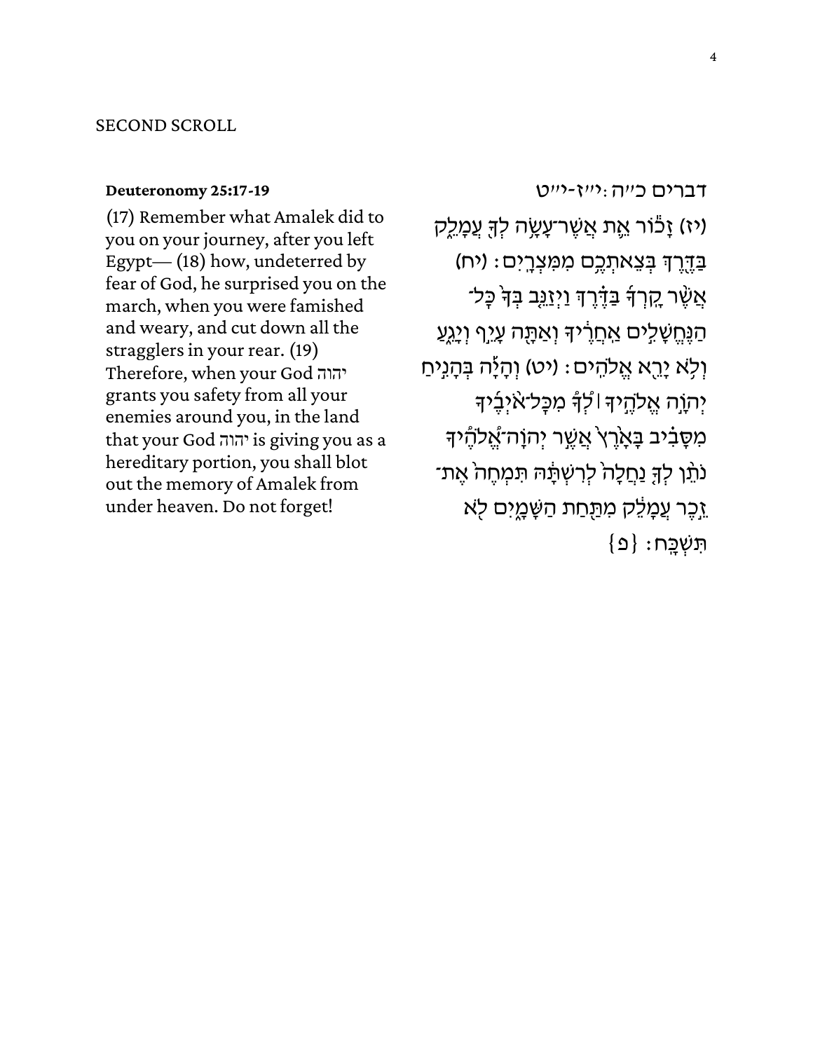SECOND SCROLL

**Deuteronomy 25:17-19**

(17) Remember what Amalek did to you on your journey, after you left Egypt— (18) how, undeterred by fear of God, he surprised you on the march, when you were famished and weary, and cut down all the stragglers in your rear. (19) Therefore, when your God יהוה grants you safety from all your enemies around you, in the land that your God יהוה is giving you as a hereditary portion, you shall blot out the memory of Amalek from under heaven. Do not forget!

דברים כ״ה:י״ז-י״ט

(יז) זָכ֕וֹר אֵ֛ת אֲשֶׁר־עָשָׂ֥ה לְךָ֖ עֲמָלֵ֑ק בַּדֶּ֖רֶךְ בְּצֵאתְכֶ֥ם מִמִּצְרָֽיִם׃ (יח) אֲשֶׁ֨ר קָֽרְךָ֜ בַּדֶּ֗רֶךְ וַיְזַנֵּ֤ב בְּךָ֙ כׇּל־הַנֶּחֱשָׁלִ֣ים אַֽחֲרֶ֔יךָ וְאַתָּ֖ה עָיֵ֣ף וְיָגֵ֑עַ וְלֹ֥א יָרֵ֖א אֱלֹהִֽים׃ (יט) וְהָיָ֡ה בְּהָנִ֣יחַ יְהֹוָ֣ה אֱלֹהֶ֣יךָ ׀ לְ֠ךָ֠ מִכׇּל־אֹ֨יְבֶ֜יךָ מִסָּבִ֗יב בָּאָ֙רֶץ֙ אֲשֶׁ֣ר יְהֹוָה־אֱ֠לֹהֶ֠יךָ נֹתֵ֨ן לְךָ֤ נַחֲלָה֙ לְרִשְׁתָּ֔הּ תִּמְחֶה֙ אֶת־זֵ֣כֶר עֲמָלֵ֔ק מִתַּ֖חַת הַשָּׁמָ֑יִם לֹ֖א תִּשְׁכָּֽח׃ {פ}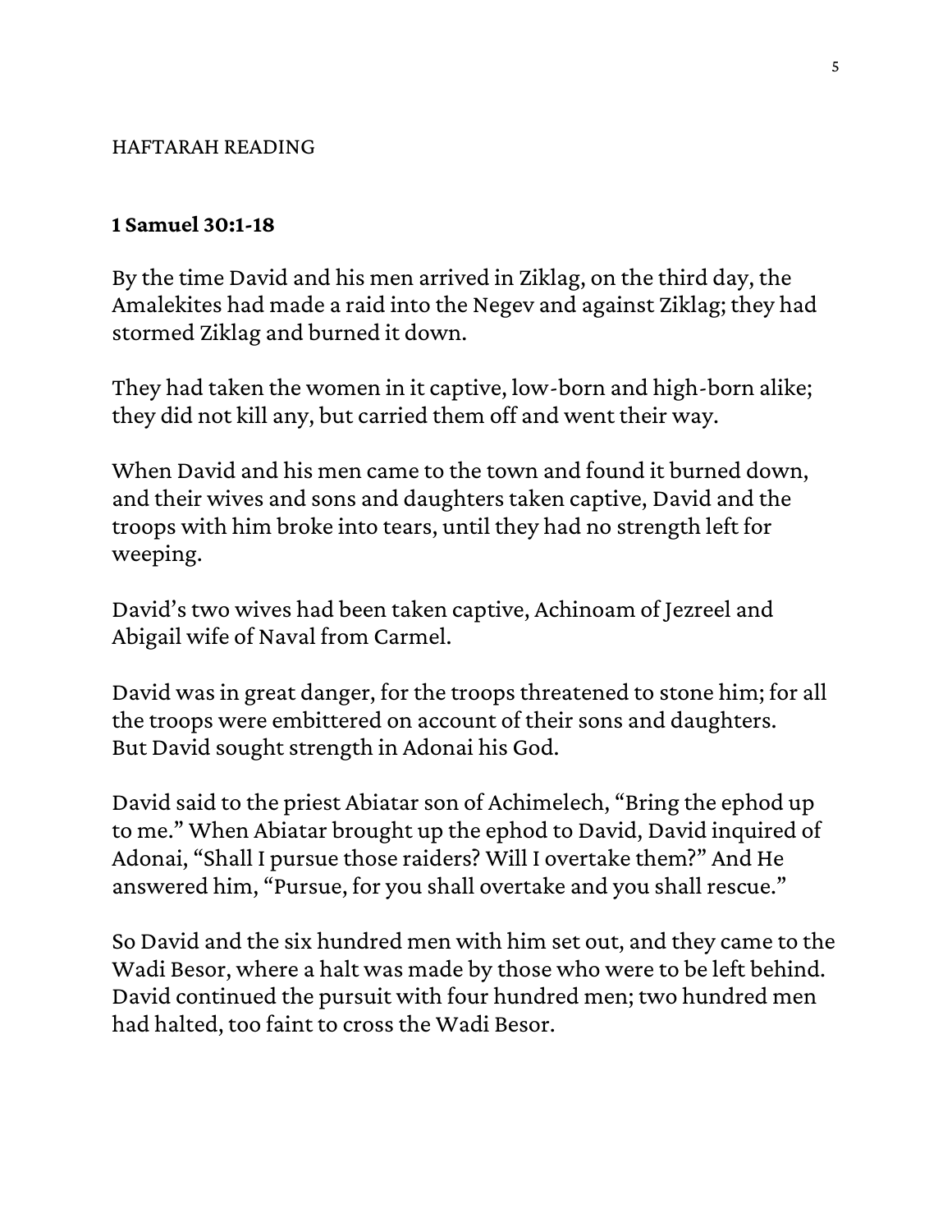HAFTARAH READING

**1 Samuel 30:1-18**

By the time David and his men arrived in Ziklag, on the third day, the Amalekites had made a raid into the Negev and against Ziklag; they had stormed Ziklag and burned it down.

They had taken the women in it captive, low-born and high-born alike; they did not kill any, but carried them off and went their way.

When David and his men came to the town and found it burned down, and their wives and sons and daughters taken captive, David and the troops with him broke into tears, until they had no strength left for weeping.

David's two wives had been taken captive, Achinoam of Jezreel and Abigail wife of Naval from Carmel.

David was in great danger, for the troops threatened to stone him; for all the troops were embittered on account of their sons and daughters. But David sought strength in Adonai his God.

David said to the priest Abiatar son of Achimelech, "Bring the ephod up to me." When Abiatar brought up the ephod to David, David inquired of Adonai, "Shall I pursue those raiders? Will I overtake them?" And He answered him, "Pursue, for you shall overtake and you shall rescue."

So David and the six hundred men with him set out, and they came to the Wadi Besor, where a halt was made by those who were to be left behind. David continued the pursuit with four hundred men; two hundred men had halted, too faint to cross the Wadi Besor.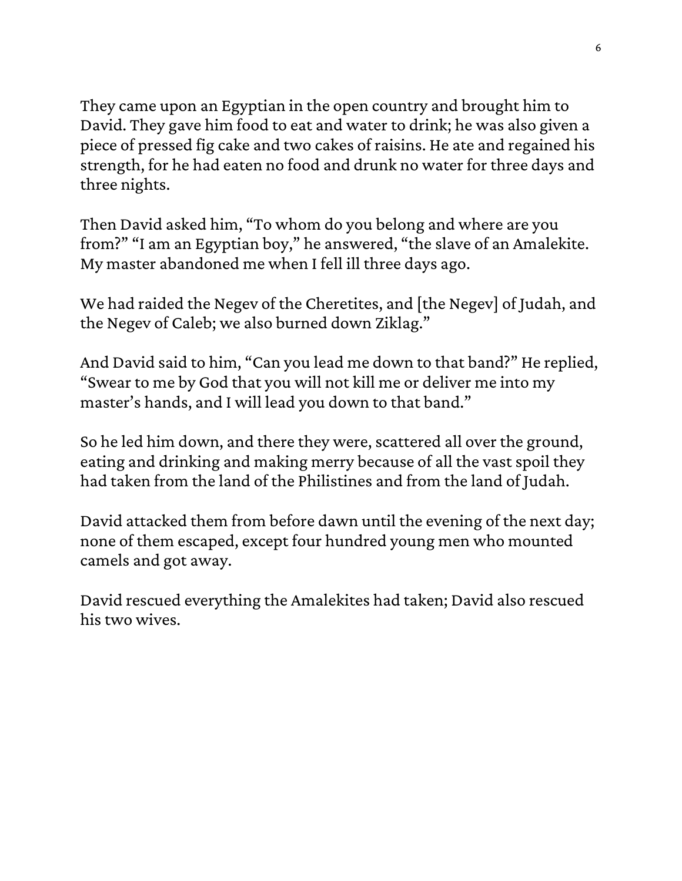They came upon an Egyptian in the open country and brought him to David. They gave him food to eat and water to drink; he was also given a piece of pressed fig cake and two cakes of raisins. He ate and regained his strength, for he had eaten no food and drunk no water for three days and three nights.

Then David asked him, "To whom do you belong and where are you from?" "I am an Egyptian boy," he answered, "the slave of an Amalekite. My master abandoned me when I fell ill three days ago.

We had raided the Negev of the Cheretites, and [the Negev] of Judah, and the Negev of Caleb; we also burned down Ziklag."

And David said to him, "Can you lead me down to that band?" He replied, "Swear to me by God that you will not kill me or deliver me into my master's hands, and I will lead you down to that band."

So he led him down, and there they were, scattered all over the ground, eating and drinking and making merry because of all the vast spoil they had taken from the land of the Philistines and from the land of Judah.

David attacked them from before dawn until the evening of the next day; none of them escaped, except four hundred young men who mounted camels and got away.

David rescued everything the Amalekites had taken; David also rescued his two wives.